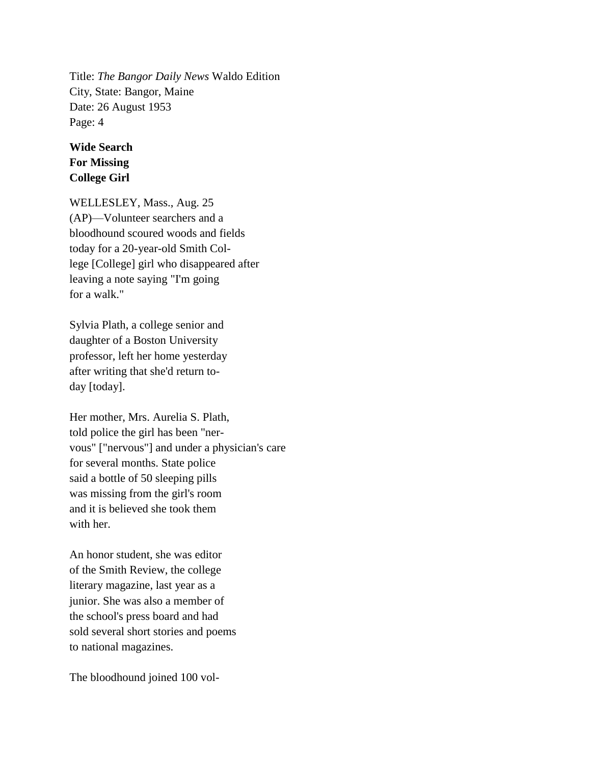Title: *The Bangor Daily News* Waldo Edition
City, State: Bangor, Maine
Date: 26 August 1953
Page: 4

**Wide Search**
**For Missing**
**College Girl**

WELLESLEY, Mass., Aug. 25 (AP)—Volunteer searchers and a bloodhound scoured woods and fields today for a 20-year-old Smith Col-lege [College] girl who disappeared after leaving a note saying "I'm going for a walk."

Sylvia Plath, a college senior and daughter of a Boston University professor, left her home yesterday after writing that she'd return to-day [today].

Her mother, Mrs. Aurelia S. Plath, told police the girl has been "ner-vous" ["nervous"] and under a physician's care for several months. State police said a bottle of 50 sleeping pills was missing from the girl's room and it is believed she took them with her.

An honor student, she was editor of the Smith Review, the college literary magazine, last year as a junior. She was also a member of the school's press board and had sold several short stories and poems to national magazines.

The bloodhound joined 100 vol-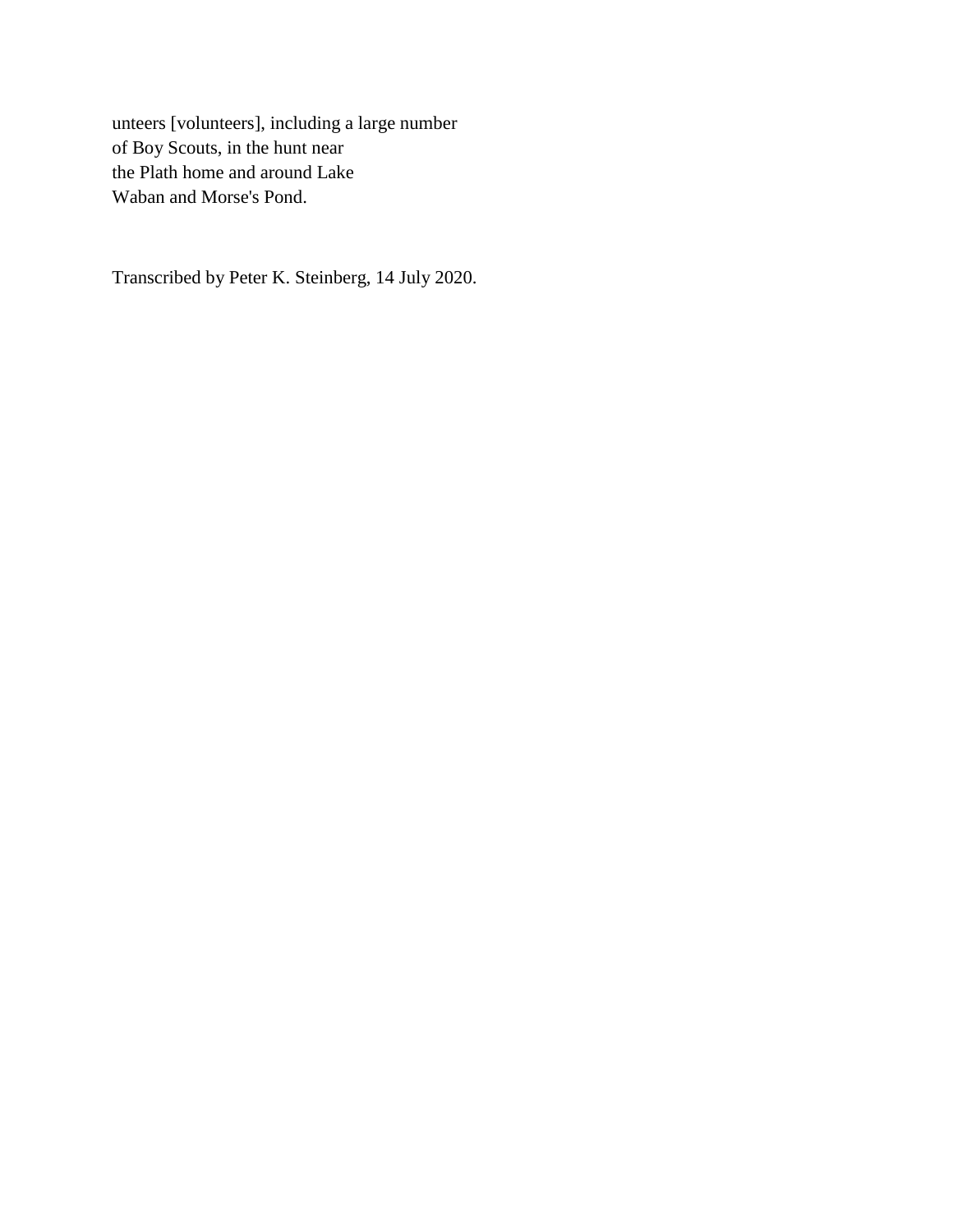unteers [volunteers], including a large number
of Boy Scouts, in the hunt near
the Plath home and around Lake
Waban and Morse's Pond.

Transcribed by Peter K. Steinberg, 14 July 2020.